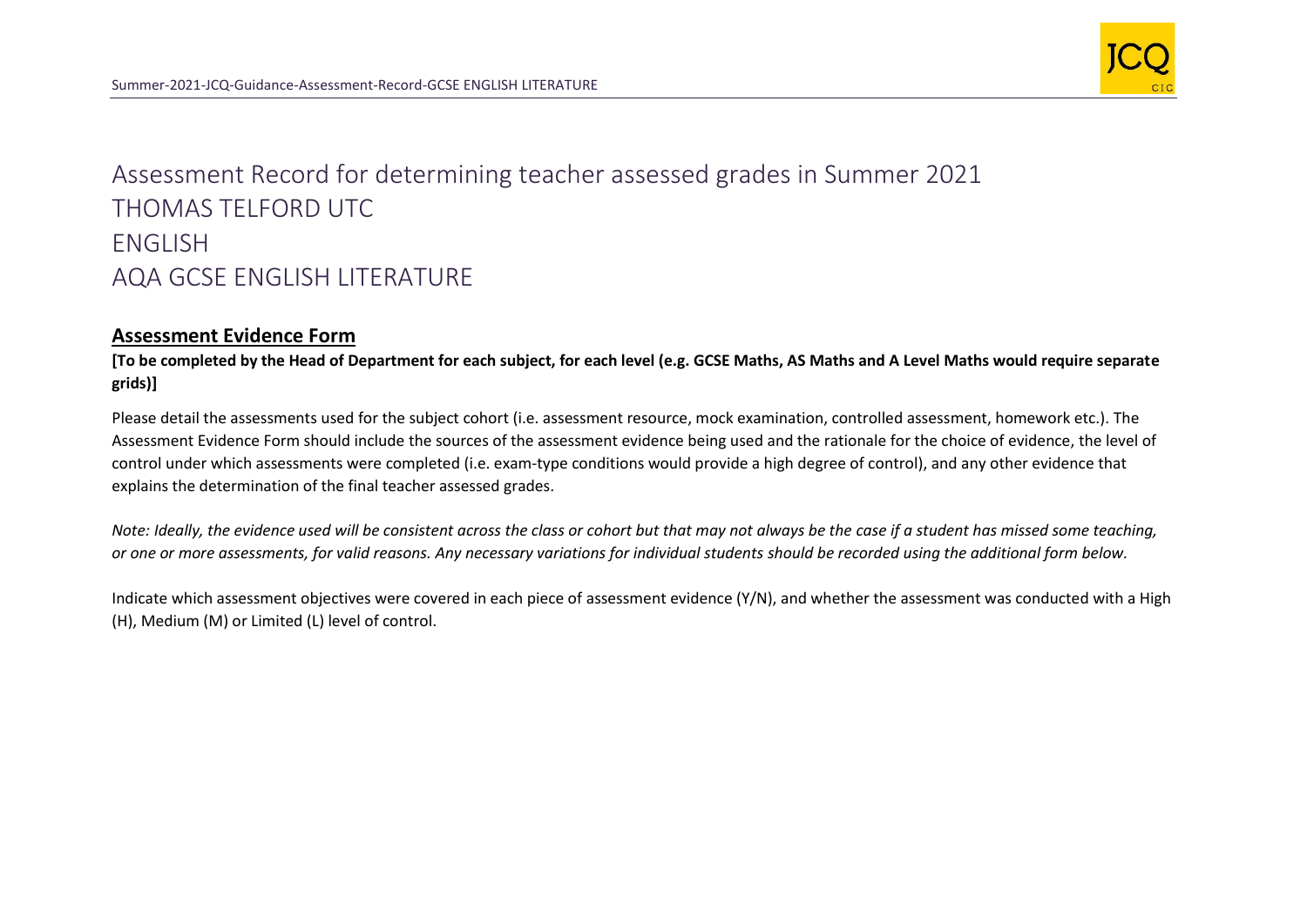# Assessment Record for determining teacher assessed grades in Summer 2021
# THOMAS TELFORD UTC
# ENGLISH
# AQA GCSE ENGLISH LITERATURE

## **Assessment Evidence Form**

**[To be completed by the Head of Department for each subject, for each level (e.g. GCSE Maths, AS Maths and A Level Maths would require separate grids)]**

Please detail the assessments used for the subject cohort (i.e. assessment resource, mock examination, controlled assessment, homework etc.). The Assessment Evidence Form should include the sources of the assessment evidence being used and the rationale for the choice of evidence, the level of control under which assessments were completed (i.e. exam-type conditions would provide a high degree of control), and any other evidence that explains the determination of the final teacher assessed grades.

*Note: Ideally, the evidence used will be consistent across the class or cohort but that may not always be the case if a student has missed some teaching, or one or more assessments, for valid reasons. Any necessary variations for individual students should be recorded using the additional form below.*

Indicate which assessment objectives were covered in each piece of assessment evidence (Y/N), and whether the assessment was conducted with a High (H), Medium (M) or Limited (L) level of control.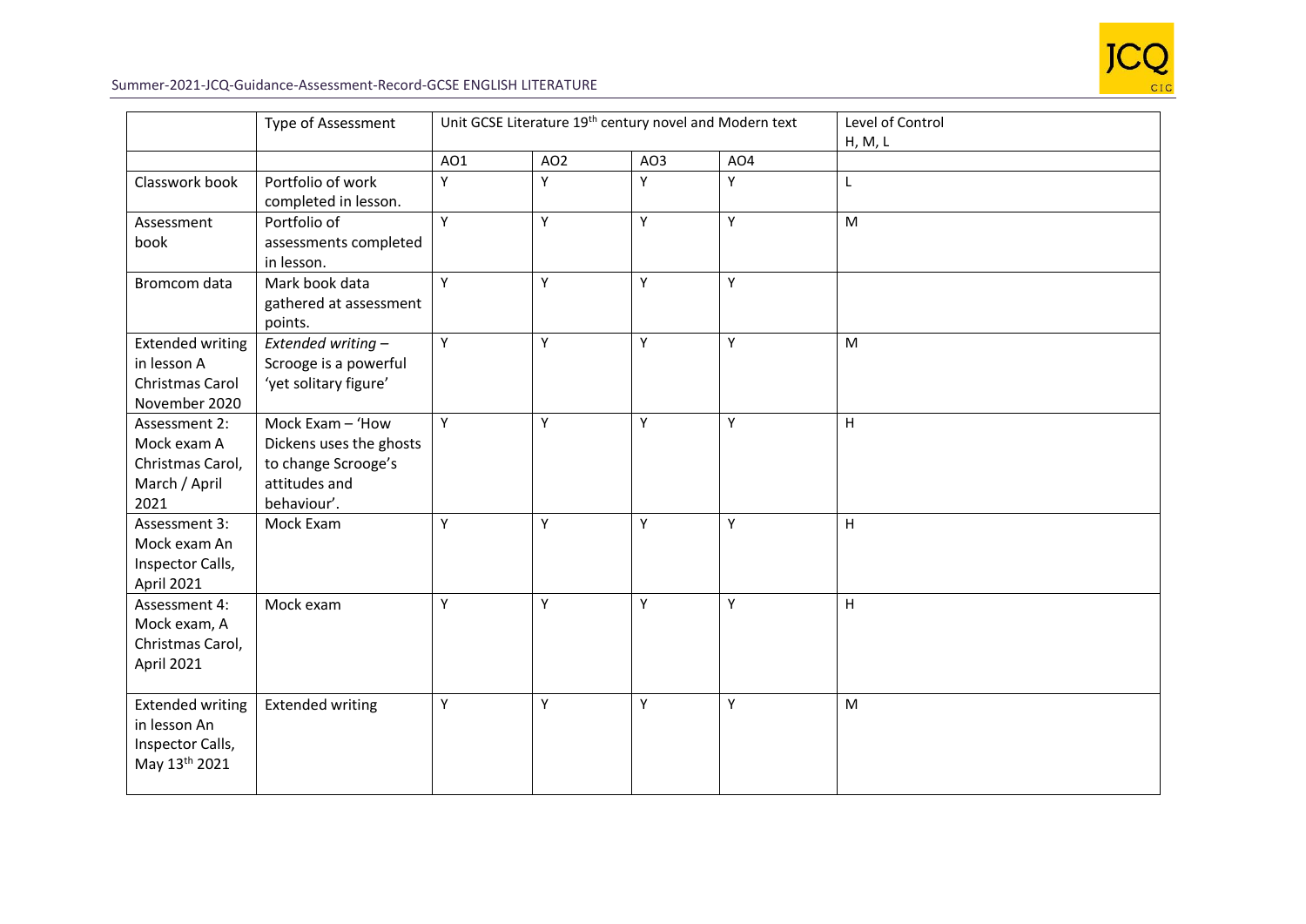| | Type of Assessment | Unit GCSE Literature 19th century novel and Modern text | | | | Level of Control H, M, L |
|---|---|---|---|---|---|---|
| | | AO1 | AO2 | AO3 | AO4 | |
| Classwork book | Portfolio of work completed in lesson. | Y | Y | Y | Y | L |
| Assessment book | Portfolio of assessments completed in lesson. | Y | Y | Y | Y | M |
| Bromcom data | Mark book data gathered at assessment points. | Y | Y | Y | Y | |
| Extended writing in lesson A Christmas Carol November 2020 | *Extended writing – Scrooge is a powerful 'yet solitary figure'* | Y | Y | Y | Y | M |
| Assessment 2: Mock exam A Christmas Carol, March / April 2021 | Mock Exam – 'How Dickens uses the ghosts to change Scrooge's attitudes and behaviour'. | Y | Y | Y | Y | H |
| Assessment 3: Mock exam An Inspector Calls, April 2021 | Mock Exam | Y | Y | Y | Y | H |
| Assessment 4: Mock exam, A Christmas Carol, April 2021 | Mock exam | Y | Y | Y | Y | H |
| Extended writing in lesson An Inspector Calls, May 13th 2021 | Extended writing | Y | Y | Y | Y | M |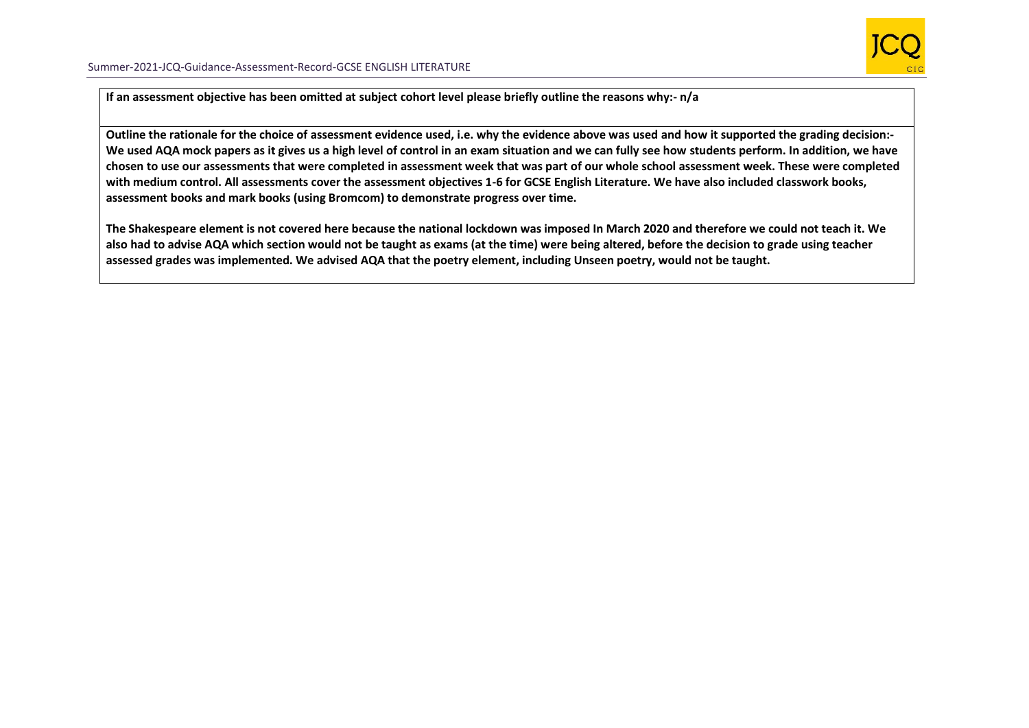**If an assessment objective has been omitted at subject cohort level please briefly outline the reasons why:- n/a**

**Outline the rationale for the choice of assessment evidence used, i.e. why the evidence above was used and how it supported the grading decision:- We used AQA mock papers as it gives us a high level of control in an exam situation and we can fully see how students perform. In addition, we have chosen to use our assessments that were completed in assessment week that was part of our whole school assessment week. These were completed with medium control. All assessments cover the assessment objectives 1-6 for GCSE English Literature. We have also included classwork books, assessment books and mark books (using Bromcom) to demonstrate progress over time.**

**The Shakespeare element is not covered here because the national lockdown was imposed In March 2020 and therefore we could not teach it. We also had to advise AQA which section would not be taught as exams (at the time) were being altered, before the decision to grade using teacher assessed grades was implemented. We advised AQA that the poetry element, including Unseen poetry, would not be taught.**